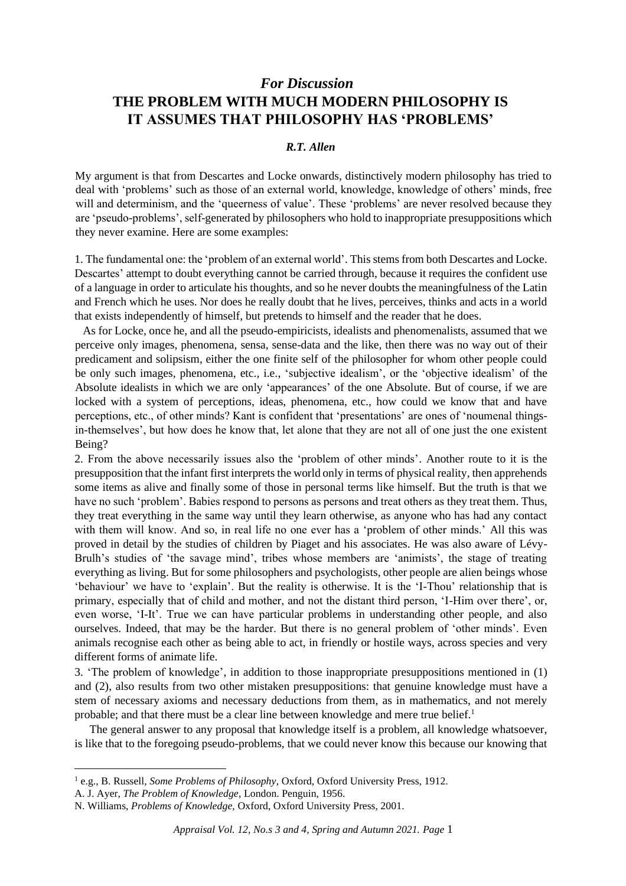# *For Discussion*

# THE PROBLEM WITH MUCH MODERN PHILOSOPHY IS IT ASSUMES THAT PHILOSOPHY HAS 'PROBLEMS'

### *R.T. Allen*

My argument is that from Descartes and Locke onwards, distinctively modern philosophy has tried to deal with 'problems' such as those of an external world, knowledge, knowledge of others' minds, free will and determinism, and the 'queerness of value'. These 'problems' are never resolved because they are 'pseudo-problems', self-generated by philosophers who hold to inappropriate presuppositions which they never examine. Here are some examples:

1. The fundamental one: the 'problem of an external world'. This stems from both Descartes and Locke. Descartes' attempt to doubt everything cannot be carried through, because it requires the confident use of a language in order to articulate his thoughts, and so he never doubts the meaningfulness of the Latin and French which he uses. Nor does he really doubt that he lives, perceives, thinks and acts in a world that exists independently of himself, but pretends to himself and the reader that he does.

As for Locke, once he, and all the pseudo-empiricists, idealists and phenomenalists, assumed that we perceive only images, phenomena, sensa, sense-data and the like, then there was no way out of their predicament and solipsism, either the one finite self of the philosopher for whom other people could be only such images, phenomena, etc., i.e., 'subjective idealism', or the 'objective idealism' of the Absolute idealists in which we are only 'appearances' of the one Absolute. But of course, if we are locked with a system of perceptions, ideas, phenomena, etc., how could we know that and have perceptions, etc., of other minds? Kant is confident that 'presentations' are ones of 'noumenal things-in-themselves', but how does he know that, let alone that they are not all of one just the one existent Being?

2. From the above necessarily issues also the 'problem of other minds'. Another route to it is the presupposition that the infant first interprets the world only in terms of physical reality, then apprehends some items as alive and finally some of those in personal terms like himself. But the truth is that we have no such 'problem'. Babies respond to persons as persons and treat others as they treat them. Thus, they treat everything in the same way until they learn otherwise, as anyone who has had any contact with them will know. And so, in real life no one ever has a 'problem of other minds.' All this was proved in detail by the studies of children by Piaget and his associates. He was also aware of Lévy-Bruhl's studies of 'the savage mind', tribes whose members are 'animists', the stage of treating everything as living. But for some philosophers and psychologists, other people are alien beings whose 'behaviour' we have to 'explain'. But the reality is otherwise. It is the 'I-Thou' relationship that is primary, especially that of child and mother, and not the distant third person, 'I-Him over there', or, even worse, 'I-It'. True we can have particular problems in understanding other people, and also ourselves. Indeed, that may be the harder. But there is no general problem of 'other minds'. Even animals recognise each other as being able to act, in friendly or hostile ways, across species and very different forms of animate life.

3. 'The problem of knowledge', in addition to those inappropriate presuppositions mentioned in (1) and (2), also results from two other mistaken presuppositions: that genuine knowledge must have a stem of necessary axioms and necessary deductions from them, as in mathematics, and not merely probable; and that there must be a clear line between knowledge and mere true belief.[1]

The general answer to any proposal that knowledge itself is a problem, all knowledge whatsoever, is like that to the foregoing pseudo-problems, that we could never know this because our knowing that

---

[1] e.g., B. Russell, *Some Problems of Philosophy*, Oxford, Oxford University Press, 1912.
A. J. Ayer, *The Problem of Knowledge*, London. Penguin, 1956.
N. Williams, *Problems of Knowledge*, Oxford, Oxford University Press, 2001.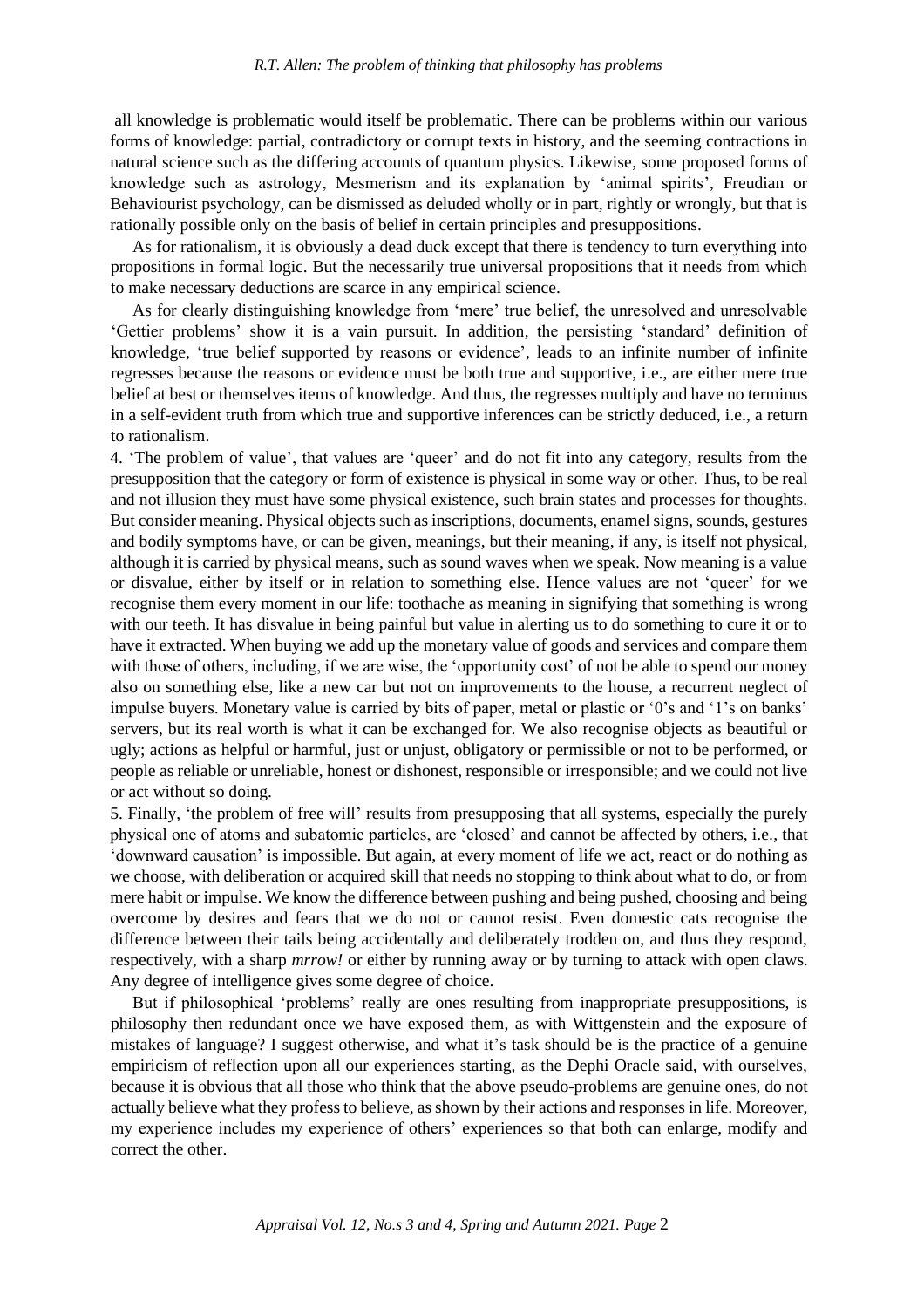all knowledge is problematic would itself be problematic. There can be problems within our various forms of knowledge: partial, contradictory or corrupt texts in history, and the seeming contractions in natural science such as the differing accounts of quantum physics. Likewise, some proposed forms of knowledge such as astrology, Mesmerism and its explanation by 'animal spirits', Freudian or Behaviourist psychology, can be dismissed as deluded wholly or in part, rightly or wrongly, but that is rationally possible only on the basis of belief in certain principles and presuppositions.

As for rationalism, it is obviously a dead duck except that there is tendency to turn everything into propositions in formal logic. But the necessarily true universal propositions that it needs from which to make necessary deductions are scarce in any empirical science.

As for clearly distinguishing knowledge from 'mere' true belief, the unresolved and unresolvable 'Gettier problems' show it is a vain pursuit. In addition, the persisting 'standard' definition of knowledge, 'true belief supported by reasons or evidence', leads to an infinite number of infinite regresses because the reasons or evidence must be both true and supportive, i.e., are either mere true belief at best or themselves items of knowledge. And thus, the regresses multiply and have no terminus in a self-evident truth from which true and supportive inferences can be strictly deduced, i.e., a return to rationalism.

4. 'The problem of value', that values are 'queer' and do not fit into any category, results from the presupposition that the category or form of existence is physical in some way or other. Thus, to be real and not illusion they must have some physical existence, such brain states and processes for thoughts. But consider meaning. Physical objects such as inscriptions, documents, enamel signs, sounds, gestures and bodily symptoms have, or can be given, meanings, but their meaning, if any, is itself not physical, although it is carried by physical means, such as sound waves when we speak. Now meaning is a value or disvalue, either by itself or in relation to something else. Hence values are not 'queer' for we recognise them every moment in our life: toothache as meaning in signifying that something is wrong with our teeth. It has disvalue in being painful but value in alerting us to do something to cure it or to have it extracted. When buying we add up the monetary value of goods and services and compare them with those of others, including, if we are wise, the 'opportunity cost' of not be able to spend our money also on something else, like a new car but not on improvements to the house, a recurrent neglect of impulse buyers. Monetary value is carried by bits of paper, metal or plastic or '0's and '1's on banks' servers, but its real worth is what it can be exchanged for. We also recognise objects as beautiful or ugly; actions as helpful or harmful, just or unjust, obligatory or permissible or not to be performed, or people as reliable or unreliable, honest or dishonest, responsible or irresponsible; and we could not live or act without so doing.

5. Finally, 'the problem of free will' results from presupposing that all systems, especially the purely physical one of atoms and subatomic particles, are 'closed' and cannot be affected by others, i.e., that 'downward causation' is impossible. But again, at every moment of life we act, react or do nothing as we choose, with deliberation or acquired skill that needs no stopping to think about what to do, or from mere habit or impulse. We know the difference between pushing and being pushed, choosing and being overcome by desires and fears that we do not or cannot resist. Even domestic cats recognise the difference between their tails being accidentally and deliberately trodden on, and thus they respond, respectively, with a sharp *mrrow!* or either by running away or by turning to attack with open claws. Any degree of intelligence gives some degree of choice.

But if philosophical 'problems' really are ones resulting from inappropriate presuppositions, is philosophy then redundant once we have exposed them, as with Wittgenstein and the exposure of mistakes of language? I suggest otherwise, and what it's task should be is the practice of a genuine empiricism of reflection upon all our experiences starting, as the Dephi Oracle said, with ourselves, because it is obvious that all those who think that the above pseudo-problems are genuine ones, do not actually believe what they profess to believe, as shown by their actions and responses in life. Moreover, my experience includes my experience of others' experiences so that both can enlarge, modify and correct the other.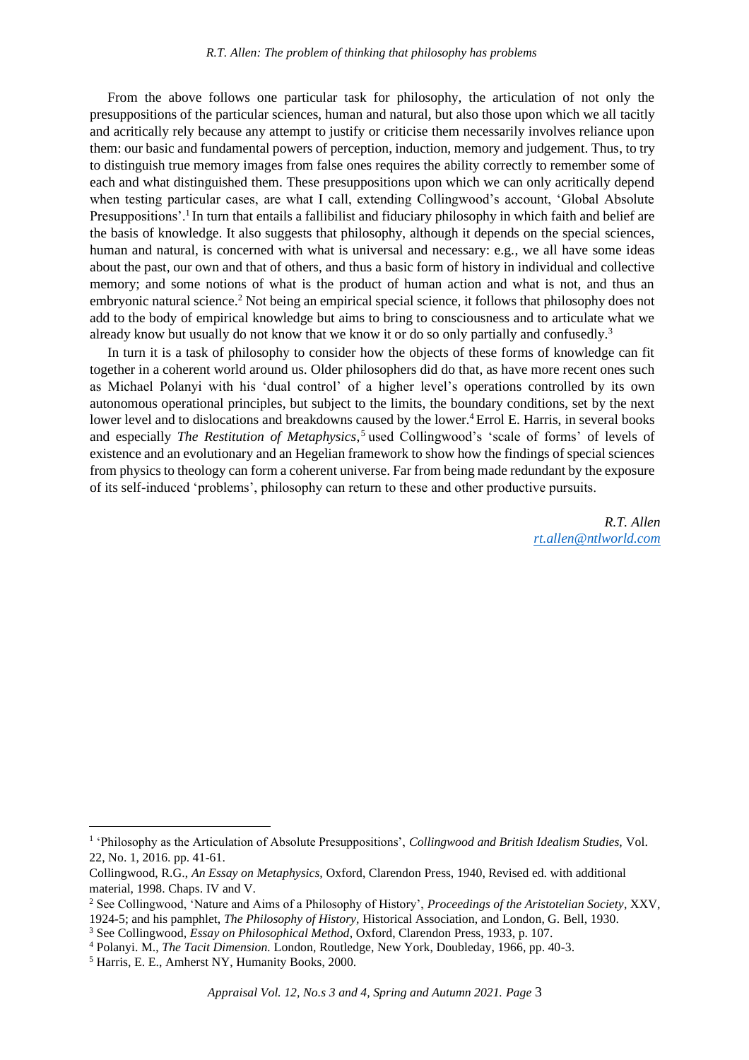From the above follows one particular task for philosophy, the articulation of not only the presuppositions of the particular sciences, human and natural, but also those upon which we all tacitly and acritically rely because any attempt to justify or criticise them necessarily involves reliance upon them: our basic and fundamental powers of perception, induction, memory and judgement. Thus, to try to distinguish true memory images from false ones requires the ability correctly to remember some of each and what distinguished them. These presuppositions upon which we can only acritically depend when testing particular cases, are what I call, extending Collingwood's account, 'Global Absolute Presuppositions'.[1] In turn that entails a fallibilist and fiduciary philosophy in which faith and belief are the basis of knowledge. It also suggests that philosophy, although it depends on the special sciences, human and natural, is concerned with what is universal and necessary: e.g., we all have some ideas about the past, our own and that of others, and thus a basic form of history in individual and collective memory; and some notions of what is the product of human action and what is not, and thus an embryonic natural science.[2] Not being an empirical special science, it follows that philosophy does not add to the body of empirical knowledge but aims to bring to consciousness and to articulate what we already know but usually do not know that we know it or do so only partially and confusedly.[3]

In turn it is a task of philosophy to consider how the objects of these forms of knowledge can fit together in a coherent world around us. Older philosophers did do that, as have more recent ones such as Michael Polanyi with his 'dual control' of a higher level's operations controlled by its own autonomous operational principles, but subject to the limits, the boundary conditions, set by the next lower level and to dislocations and breakdowns caused by the lower.[4] Errol E. Harris, in several books and especially *The Restitution of Metaphysics*,[5] used Collingwood's 'scale of forms' of levels of existence and an evolutionary and an Hegelian framework to show how the findings of special sciences from physics to theology can form a coherent universe. Far from being made redundant by the exposure of its self-induced 'problems', philosophy can return to these and other productive pursuits.

*R.T. Allen*
rt.allen@ntlworld.com

---

[1] 'Philosophy as the Articulation of Absolute Presuppositions', *Collingwood and British Idealism Studies,* Vol. 22, No. 1, 2016. pp. 41-61.

Collingwood, R.G., *An Essay on Metaphysics,* Oxford, Clarendon Press, 1940, Revised ed. with additional material, 1998. Chaps. IV and V.

[2] See Collingwood, 'Nature and Aims of a Philosophy of History', *Proceedings of the Aristotelian Society,* XXV, 1924-5; and his pamphlet, *The Philosophy of History,* Historical Association, and London, G. Bell, 1930.

[3] See Collingwood, *Essay on Philosophical Method,* Oxford, Clarendon Press, 1933, p. 107.

[4] Polanyi. M., *The Tacit Dimension.* London, Routledge, New York, Doubleday, 1966, pp. 40-3.

[5] Harris, E. E., Amherst NY, Humanity Books, 2000.